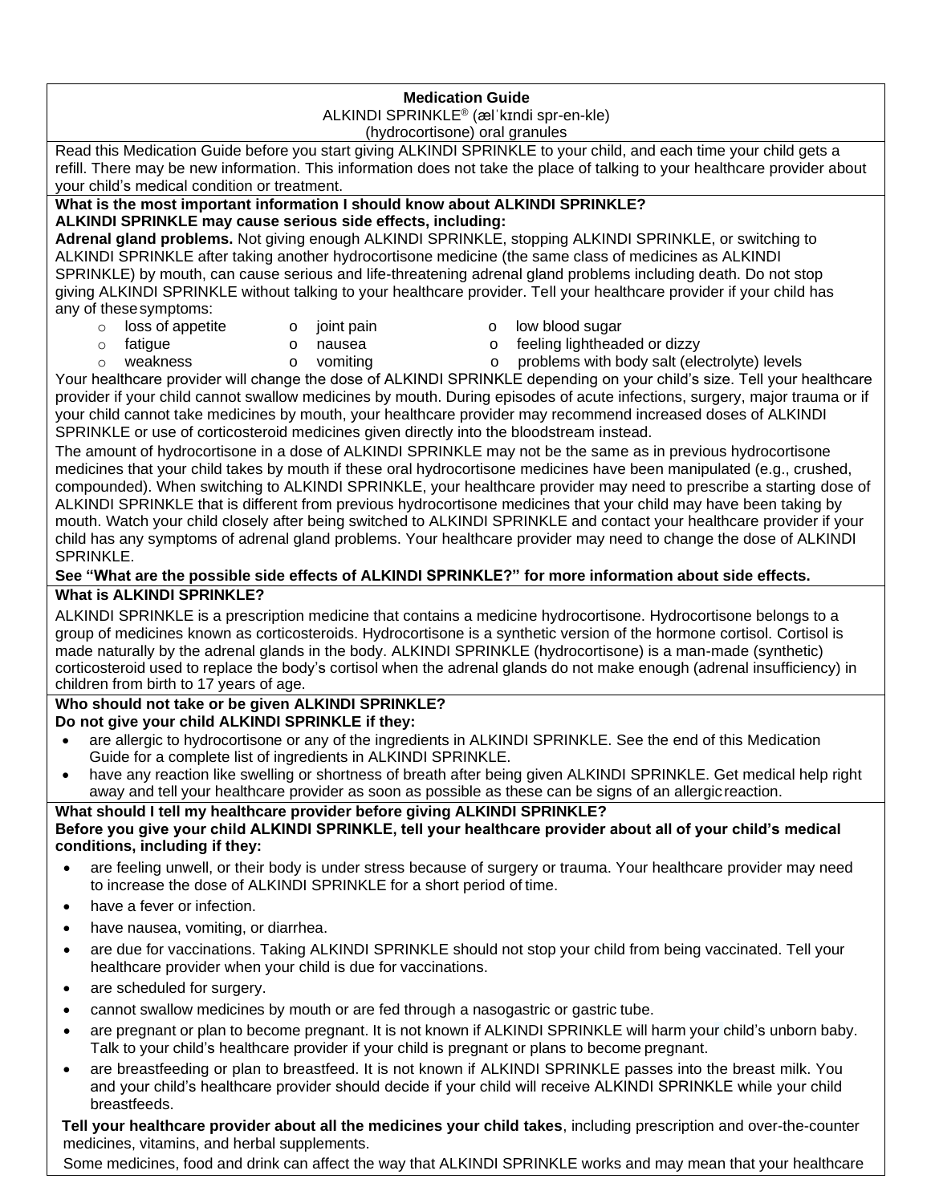# Medication Guide

ALKINDI SPRINKLE® (ælˈkɪndi spr-en-kle)
(hydrocortisone) oral granules

Read this Medication Guide before you start giving ALKINDI SPRINKLE to your child, and each time your child gets a refill. There may be new information. This information does not take the place of talking to your healthcare provider about your child's medical condition or treatment.

## What is the most important information I should know about ALKINDI SPRINKLE?

**ALKINDI SPRINKLE may cause serious side effects, including:**

**Adrenal gland problems.** Not giving enough ALKINDI SPRINKLE, stopping ALKINDI SPRINKLE, or switching to ALKINDI SPRINKLE after taking another hydrocortisone medicine (the same class of medicines as ALKINDI SPRINKLE) by mouth, can cause serious and life-threatening adrenal gland problems including death. Do not stop giving ALKINDI SPRINKLE without talking to your healthcare provider. Tell your healthcare provider if your child has any of these symptoms:

- loss of appetite
- fatigue
- weakness
- joint pain
- nausea
- vomiting
- low blood sugar
- feeling lightheaded or dizzy
- problems with body salt (electrolyte) levels

Your healthcare provider will change the dose of ALKINDI SPRINKLE depending on your child's size. Tell your healthcare provider if your child cannot swallow medicines by mouth. During episodes of acute infections, surgery, major trauma or if your child cannot take medicines by mouth, your healthcare provider may recommend increased doses of ALKINDI SPRINKLE or use of corticosteroid medicines given directly into the bloodstream instead.

The amount of hydrocortisone in a dose of ALKINDI SPRINKLE may not be the same as in previous hydrocortisone medicines that your child takes by mouth if these oral hydrocortisone medicines have been manipulated (e.g., crushed, compounded). When switching to ALKINDI SPRINKLE, your healthcare provider may need to prescribe a starting dose of ALKINDI SPRINKLE that is different from previous hydrocortisone medicines that your child may have been taking by mouth. Watch your child closely after being switched to ALKINDI SPRINKLE and contact your healthcare provider if your child has any symptoms of adrenal gland problems. Your healthcare provider may need to change the dose of ALKINDI SPRINKLE.

**See "What are the possible side effects of ALKINDI SPRINKLE?" for more information about side effects.**

## What is ALKINDI SPRINKLE?

ALKINDI SPRINKLE is a prescription medicine that contains a medicine hydrocortisone. Hydrocortisone belongs to a group of medicines known as corticosteroids. Hydrocortisone is a synthetic version of the hormone cortisol. Cortisol is made naturally by the adrenal glands in the body. ALKINDI SPRINKLE (hydrocortisone) is a man-made (synthetic) corticosteroid used to replace the body's cortisol when the adrenal glands do not make enough (adrenal insufficiency) in children from birth to 17 years of age.

## Who should not take or be given ALKINDI SPRINKLE?

**Do not give your child ALKINDI SPRINKLE if they:**

- are allergic to hydrocortisone or any of the ingredients in ALKINDI SPRINKLE. See the end of this Medication Guide for a complete list of ingredients in ALKINDI SPRINKLE.
- have any reaction like swelling or shortness of breath after being given ALKINDI SPRINKLE. Get medical help right away and tell your healthcare provider as soon as possible as these can be signs of an allergic reaction.

## What should I tell my healthcare provider before giving ALKINDI SPRINKLE?

**Before you give your child ALKINDI SPRINKLE, tell your healthcare provider about all of your child's medical conditions, including if they:**

- are feeling unwell, or their body is under stress because of surgery or trauma. Your healthcare provider may need to increase the dose of ALKINDI SPRINKLE for a short period of time.
- have a fever or infection.
- have nausea, vomiting, or diarrhea.
- are due for vaccinations. Taking ALKINDI SPRINKLE should not stop your child from being vaccinated. Tell your healthcare provider when your child is due for vaccinations.
- are scheduled for surgery.
- cannot swallow medicines by mouth or are fed through a nasogastric or gastric tube.
- are pregnant or plan to become pregnant. It is not known if ALKINDI SPRINKLE will harm your child's unborn baby. Talk to your child's healthcare provider if your child is pregnant or plans to become pregnant.
- are breastfeeding or plan to breastfeed. It is not known if ALKINDI SPRINKLE passes into the breast milk. You and your child's healthcare provider should decide if your child will receive ALKINDI SPRINKLE while your child breastfeeds.

**Tell your healthcare provider about all the medicines your child takes**, including prescription and over-the-counter medicines, vitamins, and herbal supplements.

Some medicines, food and drink can affect the way that ALKINDI SPRINKLE works and may mean that your healthcare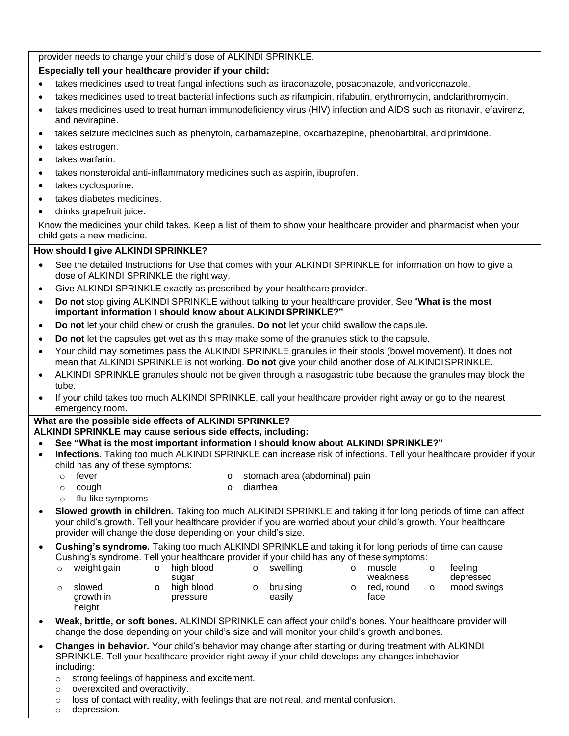provider needs to change your child's dose of ALKINDI SPRINKLE.

**Especially tell your healthcare provider if your child:**

- takes medicines used to treat fungal infections such as itraconazole, posaconazole, and voriconazole.
- takes medicines used to treat bacterial infections such as rifampicin, rifabutin, erythromycin, andclarithromycin.
- takes medicines used to treat human immunodeficiency virus (HIV) infection and AIDS such as ritonavir, efavirenz, and nevirapine.
- takes seizure medicines such as phenytoin, carbamazepine, oxcarbazepine, phenobarbital, and primidone.
- takes estrogen.
- takes warfarin.
- takes nonsteroidal anti-inflammatory medicines such as aspirin, ibuprofen.
- takes cyclosporine.
- takes diabetes medicines.
- drinks grapefruit juice.

Know the medicines your child takes. Keep a list of them to show your healthcare provider and pharmacist when your child gets a new medicine.

**How should I give ALKINDI SPRINKLE?**

- See the detailed Instructions for Use that comes with your ALKINDI SPRINKLE for information on how to give a dose of ALKINDI SPRINKLE the right way.
- Give ALKINDI SPRINKLE exactly as prescribed by your healthcare provider.
- **Do not** stop giving ALKINDI SPRINKLE without talking to your healthcare provider. See "**What is the most important information I should know about ALKINDI SPRINKLE?"**
- **Do not** let your child chew or crush the granules. **Do not** let your child swallow the capsule.
- **Do not** let the capsules get wet as this may make some of the granules stick to the capsule.
- Your child may sometimes pass the ALKINDI SPRINKLE granules in their stools (bowel movement). It does not mean that ALKINDI SPRINKLE is not working. **Do not** give your child another dose of ALKINDI SPRINKLE.
- ALKINDI SPRINKLE granules should not be given through a nasogastric tube because the granules may block the tube.
- If your child takes too much ALKINDI SPRINKLE, call your healthcare provider right away or go to the nearest emergency room.

**What are the possible side effects of ALKINDI SPRINKLE?**
**ALKINDI SPRINKLE may cause serious side effects, including:**

- **See "What is the most important information I should know about ALKINDI SPRINKLE?"**
- **Infections.** Taking too much ALKINDI SPRINKLE can increase risk of infections. Tell your healthcare provider if your child has any of these symptoms:
  - fever
  - cough
  - flu-like symptoms
  - stomach area (abdominal) pain
  - diarrhea
- **Slowed growth in children.** Taking too much ALKINDI SPRINKLE and taking it for long periods of time can affect your child's growth. Tell your healthcare provider if you are worried about your child's growth. Your healthcare provider will change the dose depending on your child's size.
- **Cushing's syndrome.** Taking too much ALKINDI SPRINKLE and taking it for long periods of time can cause Cushing's syndrome. Tell your healthcare provider if your child has any of these symptoms:
  - weight gain
  - slowed growth in height
  - high blood sugar
  - high blood pressure
  - swelling
  - bruising easily
  - muscle weakness
  - red, round face
  - feeling depressed
  - mood swings
- **Weak, brittle, or soft bones.** ALKINDI SPRINKLE can affect your child's bones. Your healthcare provider will change the dose depending on your child's size and will monitor your child's growth and bones.
- **Changes in behavior.** Your child's behavior may change after starting or during treatment with ALKINDI SPRINKLE. Tell your healthcare provider right away if your child develops any changes inbehavior including:
  - strong feelings of happiness and excitement.
  - overexcited and overactivity.
  - loss of contact with reality, with feelings that are not real, and mental confusion.
  - depression.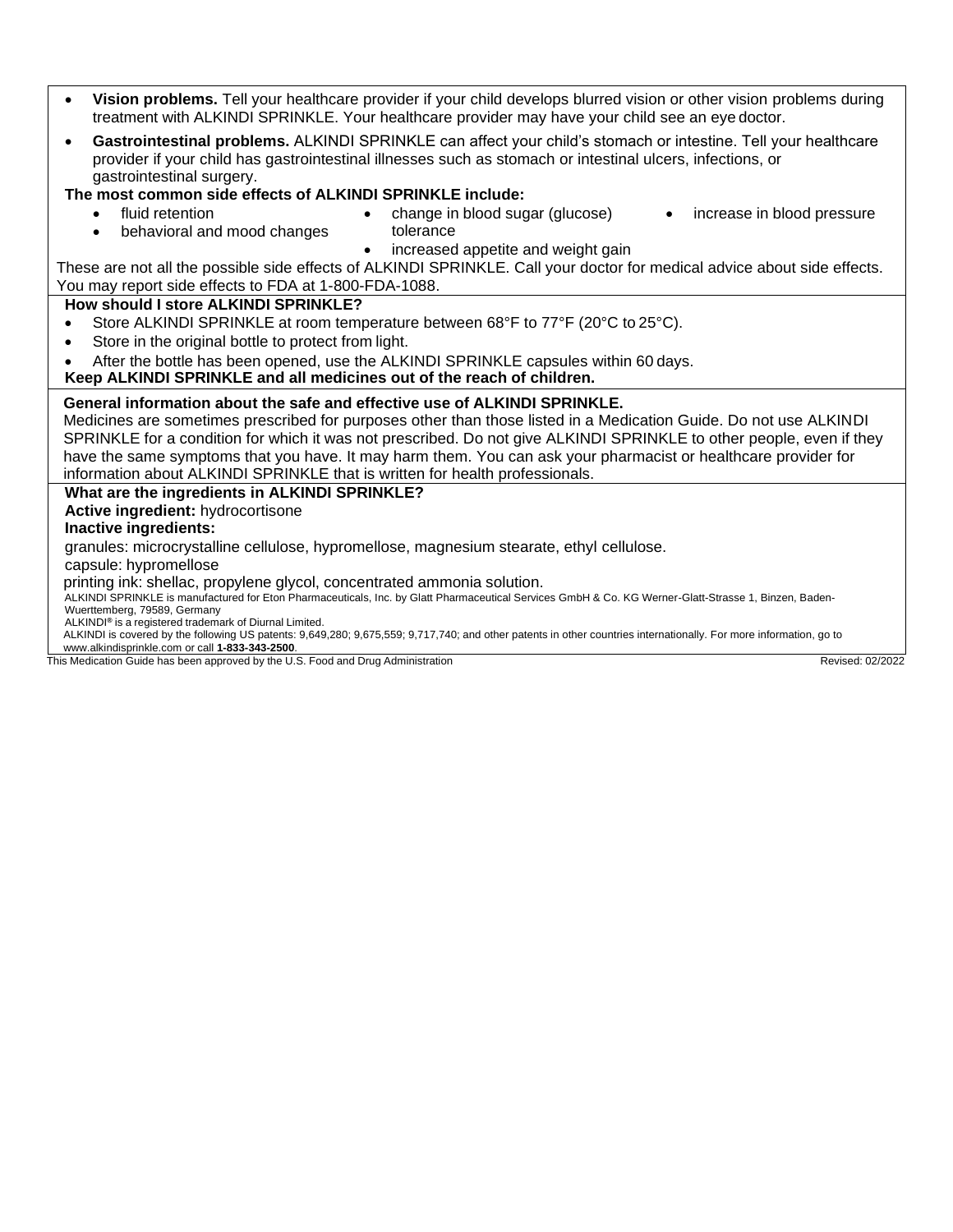- **Vision problems.** Tell your healthcare provider if your child develops blurred vision or other vision problems during treatment with ALKINDI SPRINKLE. Your healthcare provider may have your child see an eye doctor.
- **Gastrointestinal problems.** ALKINDI SPRINKLE can affect your child's stomach or intestine. Tell your healthcare provider if your child has gastrointestinal illnesses such as stomach or intestinal ulcers, infections, or gastrointestinal surgery.

**The most common side effects of ALKINDI SPRINKLE include:**

- fluid retention
- behavioral and mood changes
- change in blood sugar (glucose) tolerance
- increased appetite and weight gain
- increase in blood pressure

These are not all the possible side effects of ALKINDI SPRINKLE. Call your doctor for medical advice about side effects. You may report side effects to FDA at 1-800-FDA-1088.

**How should I store ALKINDI SPRINKLE?**

- Store ALKINDI SPRINKLE at room temperature between 68°F to 77°F (20°C to 25°C).
- Store in the original bottle to protect from light.
- After the bottle has been opened, use the ALKINDI SPRINKLE capsules within 60 days.

**Keep ALKINDI SPRINKLE and all medicines out of the reach of children.**

**General information about the safe and effective use of ALKINDI SPRINKLE.**

Medicines are sometimes prescribed for purposes other than those listed in a Medication Guide. Do not use ALKINDI SPRINKLE for a condition for which it was not prescribed. Do not give ALKINDI SPRINKLE to other people, even if they have the same symptoms that you have. It may harm them. You can ask your pharmacist or healthcare provider for information about ALKINDI SPRINKLE that is written for health professionals.

**What are the ingredients in ALKINDI SPRINKLE?**

**Active ingredient:** hydrocortisone

**Inactive ingredients:**

granules: microcrystalline cellulose, hypromellose, magnesium stearate, ethyl cellulose.

capsule: hypromellose

printing ink: shellac, propylene glycol, concentrated ammonia solution.

ALKINDI SPRINKLE is manufactured for Eton Pharmaceuticals, Inc. by Glatt Pharmaceutical Services GmbH & Co. KG Werner-Glatt-Strasse 1, Binzen, Baden-Wuerttemberg, 79589, Germany

ALKINDI® is a registered trademark of Diurnal Limited.

ALKINDI is covered by the following US patents: 9,649,280; 9,675,559; 9,717,740; and other patents in other countries internationally. For more information, go to www.alkindisprinkle.com or call **1-833-343-2500**.

This Medication Guide has been approved by the U.S. Food and Drug Administration

Revised: 02/2022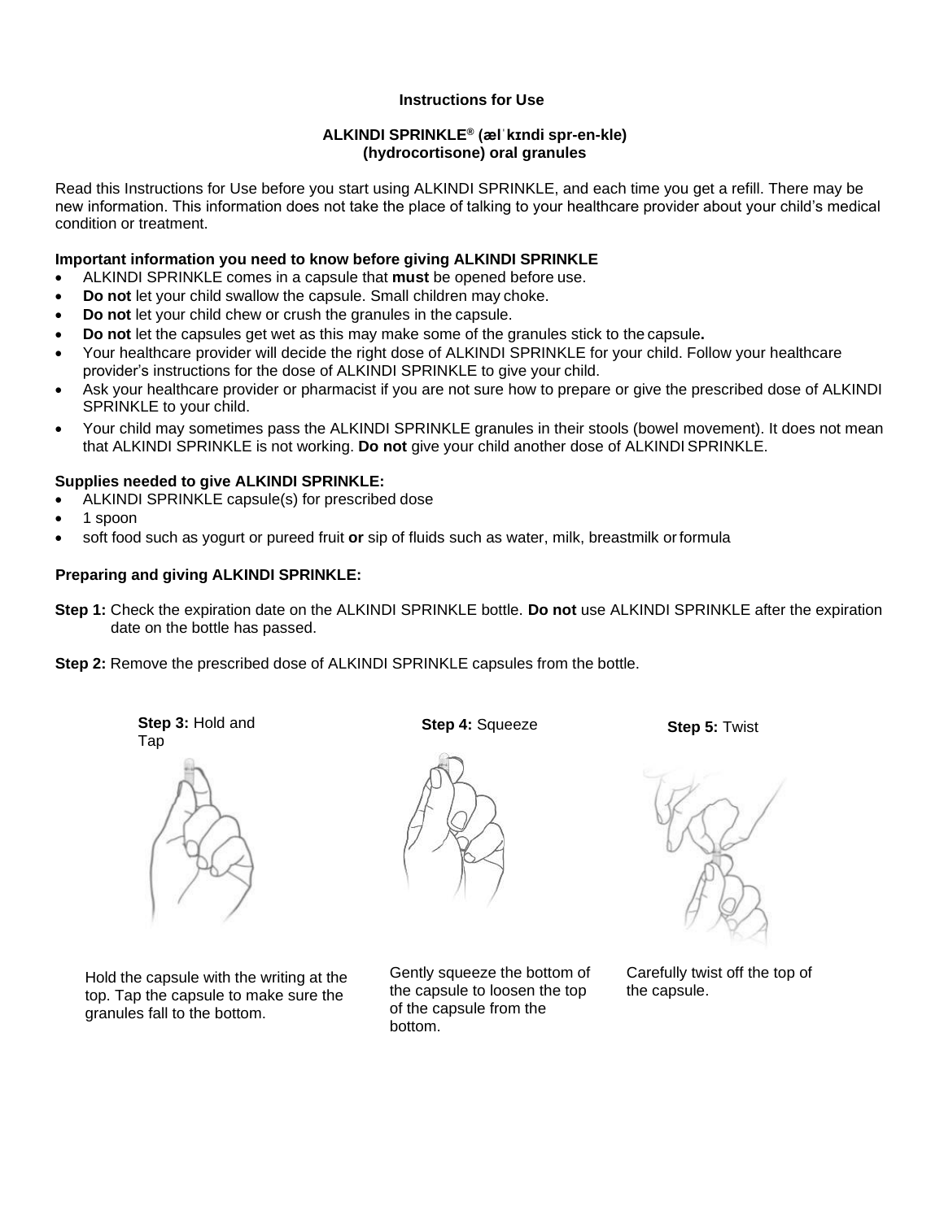**Instructions for Use**

**ALKINDI SPRINKLE® (ælˈkɪndi spr-en-kle)**
**(hydrocortisone) oral granules**

Read this Instructions for Use before you start using ALKINDI SPRINKLE, and each time you get a refill. There may be new information. This information does not take the place of talking to your healthcare provider about your child's medical condition or treatment.

**Important information you need to know before giving ALKINDI SPRINKLE**

- ALKINDI SPRINKLE comes in a capsule that **must** be opened before use.
- **Do not** let your child swallow the capsule. Small children may choke.
- **Do not** let your child chew or crush the granules in the capsule.
- **Do not** let the capsules get wet as this may make some of the granules stick to the capsule**.**
- Your healthcare provider will decide the right dose of ALKINDI SPRINKLE for your child. Follow your healthcare provider's instructions for the dose of ALKINDI SPRINKLE to give your child.
- Ask your healthcare provider or pharmacist if you are not sure how to prepare or give the prescribed dose of ALKINDI SPRINKLE to your child.
- Your child may sometimes pass the ALKINDI SPRINKLE granules in their stools (bowel movement). It does not mean that ALKINDI SPRINKLE is not working. **Do not** give your child another dose of ALKINDI SPRINKLE.

**Supplies needed to give ALKINDI SPRINKLE:**

- ALKINDI SPRINKLE capsule(s) for prescribed dose
- 1 spoon
- soft food such as yogurt or pureed fruit **or** sip of fluids such as water, milk, breastmilk or formula

**Preparing and giving ALKINDI SPRINKLE:**

**Step 1:** Check the expiration date on the ALKINDI SPRINKLE bottle. **Do not** use ALKINDI SPRINKLE after the expiration date on the bottle has passed.

**Step 2:** Remove the prescribed dose of ALKINDI SPRINKLE capsules from the bottle.

**Step 3:** Hold and Tap

Hold the capsule with the writing at the top. Tap the capsule to make sure the granules fall to the bottom.

**Step 4:** Squeeze

Gently squeeze the bottom of the capsule to loosen the top of the capsule from the bottom.

**Step 5:** Twist

Carefully twist off the top of the capsule.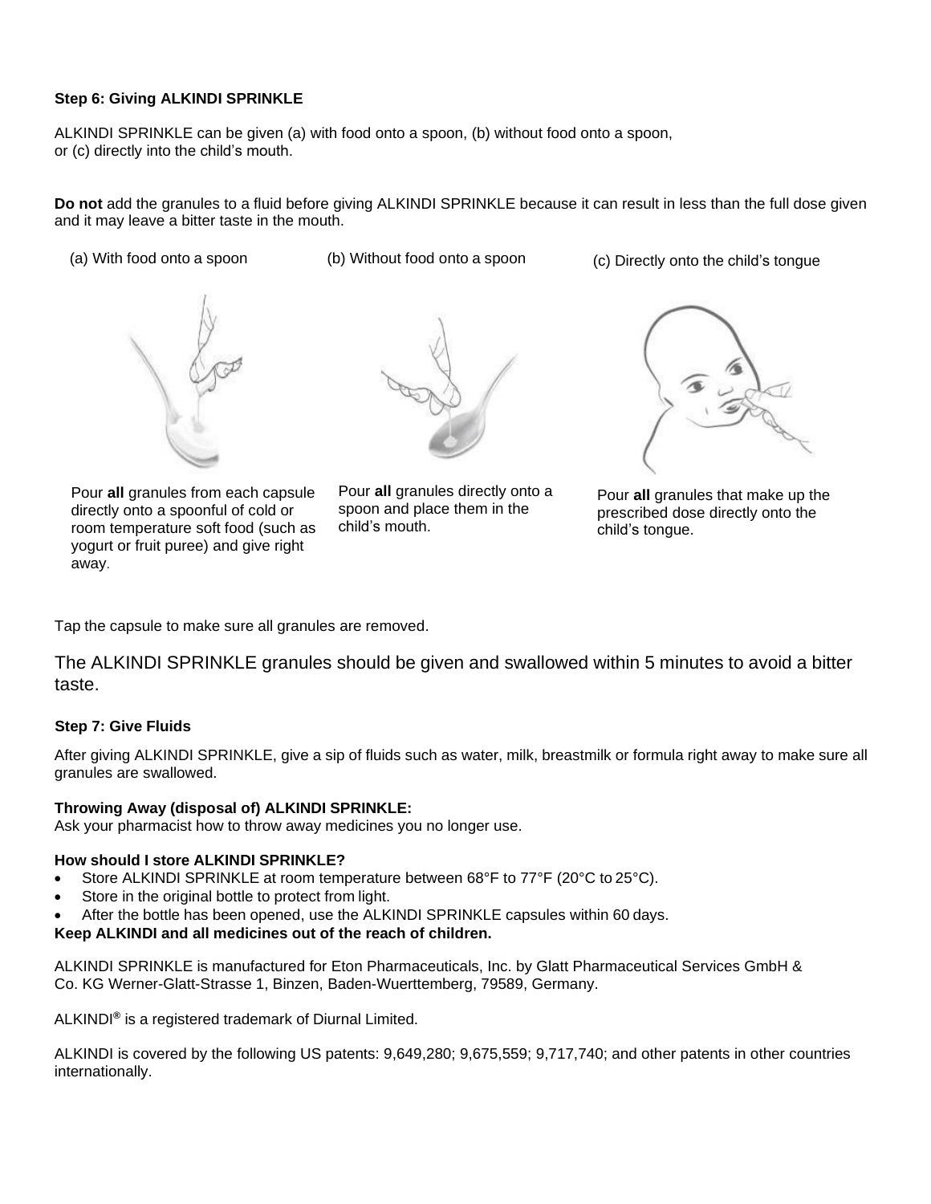**Step 6: Giving ALKINDI SPRINKLE**

ALKINDI SPRINKLE can be given (a) with food onto a spoon, (b) without food onto a spoon, or (c) directly into the child's mouth.

**Do not** add the granules to a fluid before giving ALKINDI SPRINKLE because it can result in less than the full dose given and it may leave a bitter taste in the mouth.

(a) With food onto a spoon

Pour **all** granules from each capsule directly onto a spoonful of cold or room temperature soft food (such as yogurt or fruit puree) and give right away.

(b) Without food onto a spoon

Pour **all** granules directly onto a spoon and place them in the child's mouth.

(c) Directly onto the child's tongue

Pour **all** granules that make up the prescribed dose directly onto the child's tongue.

Tap the capsule to make sure all granules are removed.

The ALKINDI SPRINKLE granules should be given and swallowed within 5 minutes to avoid a bitter taste.

**Step 7: Give Fluids**

After giving ALKINDI SPRINKLE, give a sip of fluids such as water, milk, breastmilk or formula right away to make sure all granules are swallowed.

**Throwing Away (disposal of) ALKINDI SPRINKLE:**
Ask your pharmacist how to throw away medicines you no longer use.

**How should I store ALKINDI SPRINKLE?**

- Store ALKINDI SPRINKLE at room temperature between 68°F to 77°F (20°C to 25°C).
- Store in the original bottle to protect from light.
- After the bottle has been opened, use the ALKINDI SPRINKLE capsules within 60 days.

**Keep ALKINDI and all medicines out of the reach of children.**

ALKINDI SPRINKLE is manufactured for Eton Pharmaceuticals, Inc. by Glatt Pharmaceutical Services GmbH & Co. KG Werner-Glatt-Strasse 1, Binzen, Baden-Wuerttemberg, 79589, Germany.

ALKINDI® is a registered trademark of Diurnal Limited.

ALKINDI is covered by the following US patents: 9,649,280; 9,675,559; 9,717,740; and other patents in other countries internationally.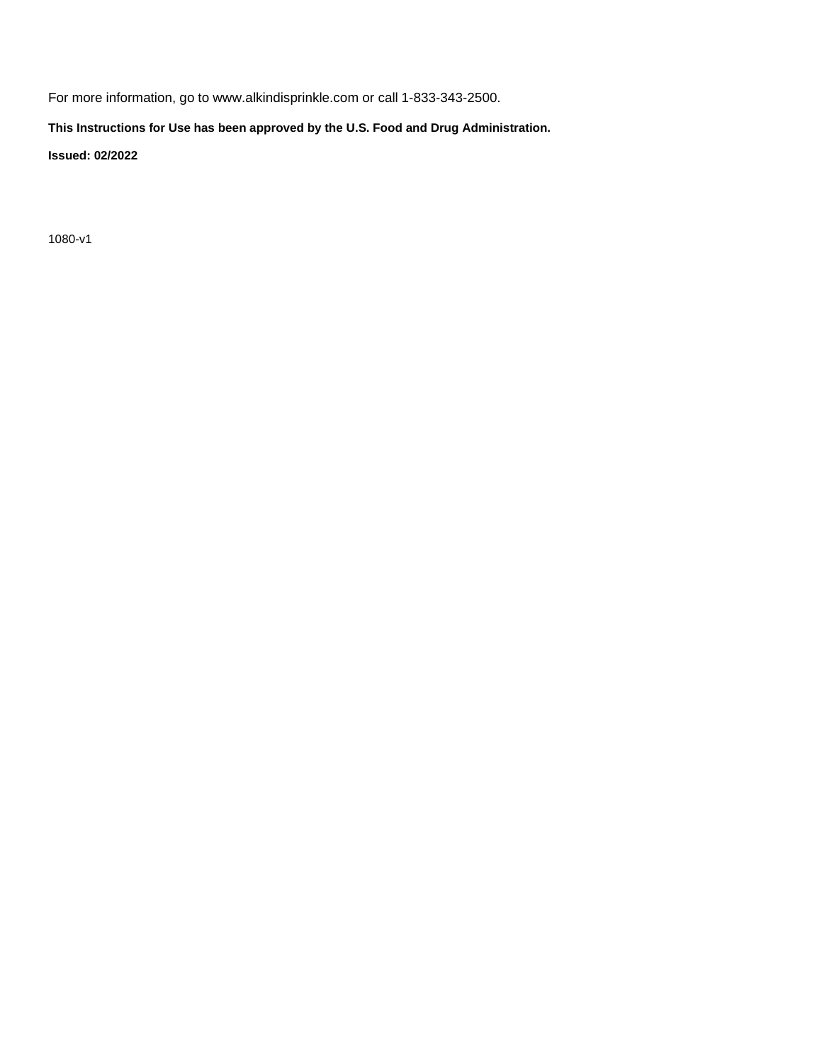For more information, go to www.alkindisprinkle.com or call 1-833-343-2500.

**This Instructions for Use has been approved by the U.S. Food and Drug Administration.**

**Issued: 02/2022**

1080-v1